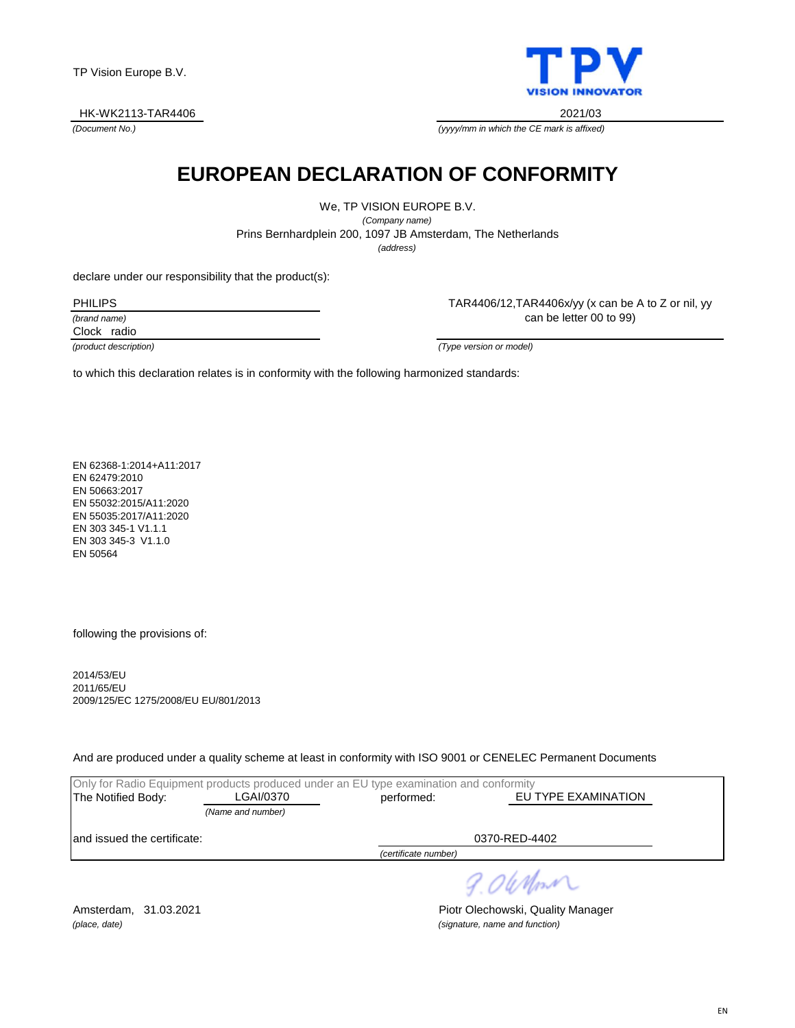TP Vision Europe B.V.

TPV
VISION INNOVATOR

HK-WK2113-TAR4406
*(Document No.)*

2021/03
*(yyyy/mm in which the CE mark is affixed)*

# EUROPEAN DECLARATION OF CONFORMITY

We, TP VISION EUROPE B.V.
*(Company name)*
Prins Bernhardplein 200, 1097 JB Amsterdam, The Netherlands
*(address)*

declare under our responsibility that the product(s):

PHILIPS
*(brand name)*

Clock radio
*(product description)*

TAR4406/12,TAR4406x/yy (x can be A to Z or nil, yy can be letter 00 to 99)
*(Type version or model)*

to which this declaration relates is in conformity with the following harmonized standards:

EN 62368-1:2014+A11:2017
EN 62479:2010
EN 50663:2017
EN 55032:2015/A11:2020
EN 55035:2017/A11:2020
EN 303 345-1 V1.1.1
EN 303 345-3 V1.1.0
EN 50564

following the provisions of:

2014/53/EU
2011/65/EU
2009/125/EC 1275/2008/EU EU/801/2013

And are produced under a quality scheme at least in conformity with ISO 9001 or CENELEC Permanent Documents

Only for Radio Equipment products produced under an EU type examination and conformity

The Notified Body: LGAI/0370 *(Name and number)* performed: EU TYPE EXAMINATION

and issued the certificate: 0370-RED-4402 *(certificate number)*

Amsterdam, 31.03.2021
*(place, date)*

P. Olechowski

Piotr Olechowski, Quality Manager
*(signature, name and function)*

EN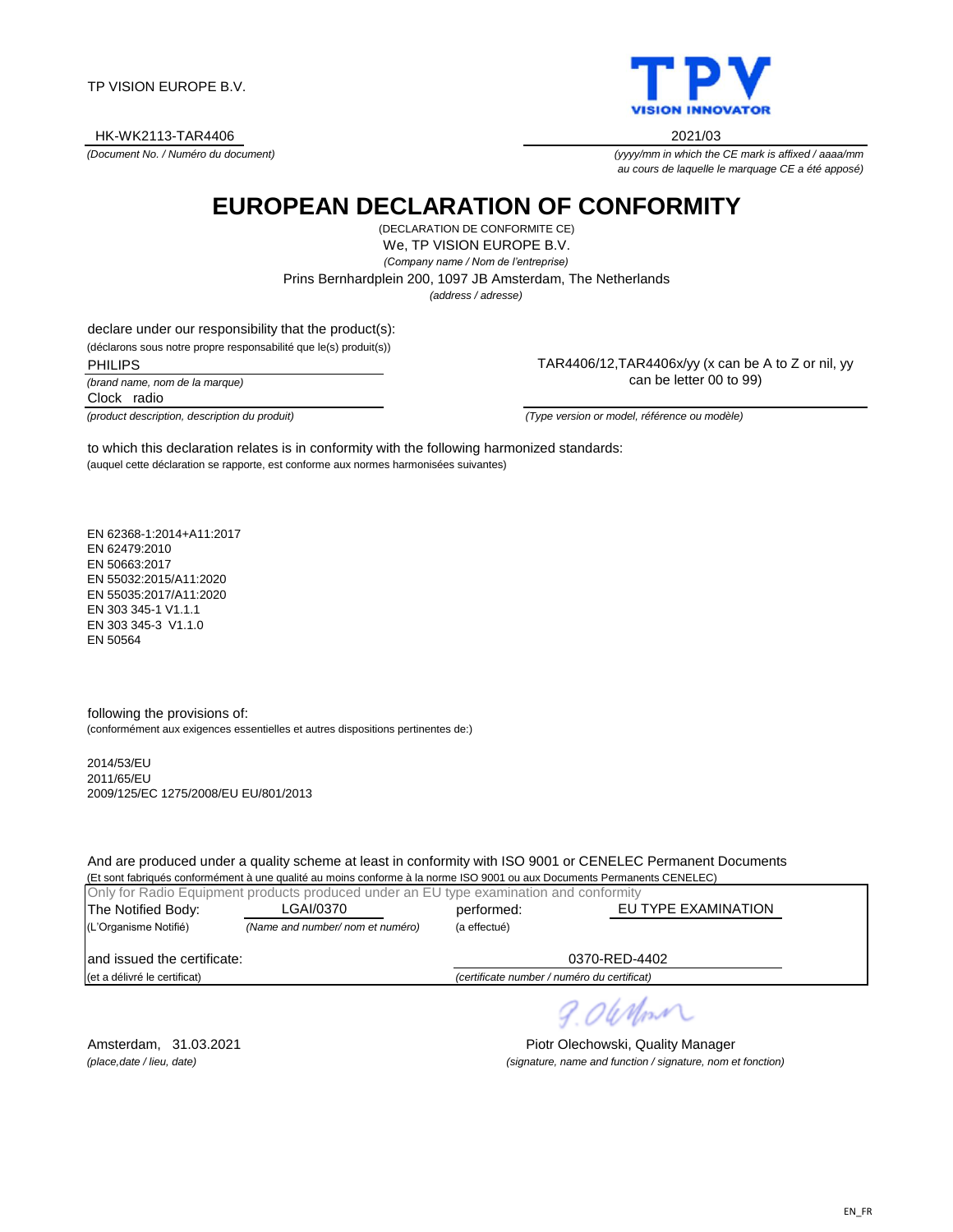TP VISION EUROPE B.V.

TPV VISION INNOVATOR

HK-WK2113-TAR4406

*(Document No. / Numéro du document)*

2021/03

*(yyyy/mm in which the CE mark is affixed / aaaa/mm au cours de laquelle le marquage CE a été apposé)*

# EUROPEAN DECLARATION OF CONFORMITY

(DECLARATION DE CONFORMITE CE)

We, TP VISION EUROPE B.V.

*(Company name / Nom de l'entreprise)*

Prins Bernhardplein 200, 1097 JB Amsterdam, The Netherlands

*(address / adresse)*

declare under our responsibility that the product(s):

(déclarons sous notre propre responsabilité que le(s) produit(s))

PHILIPS

*(brand name, nom de la marque)*

Clock radio

*(product description, description du produit)*

TAR4406/12,TAR4406x/yy (x can be A to Z or nil, yy can be letter 00 to 99)

*(Type version or model, référence ou modèle)*

to which this declaration relates is in conformity with the following harmonized standards:

(auquel cette déclaration se rapporte, est conforme aux normes harmonisées suivantes)

EN 62368-1:2014+A11:2017
EN 62479:2010
EN 50663:2017
EN 55032:2015/A11:2020
EN 55035:2017/A11:2020
EN 303 345-1 V1.1.1
EN 303 345-3 V1.1.0
EN 50564

following the provisions of:

(conformément aux exigences essentielles et autres dispositions pertinentes de:)

2014/53/EU
2011/65/EU
2009/125/EC 1275/2008/EU EU/801/2013

And are produced under a quality scheme at least in conformity with ISO 9001 or CENELEC Permanent Documents

(Et sont fabriqués conformément à une qualité au moins conforme à la norme ISO 9001 ou aux Documents Permanents CENELEC)

Only for Radio Equipment products produced under an EU type examination and conformity

The Notified Body: LGAI/0370 performed: EU TYPE EXAMINATION

(L'Organisme Notifié) *(Name and number/ nom et numéro)* (a effectué)

and issued the certificate: 0370-RED-4402

(et a délivré le certificat) *(certificate number / numéro du certificat)*

Amsterdam, 31.03.2021

*(place,date / lieu, date)*

Piotr Olechowski, Quality Manager

*(signature, name and function / signature, nom et fonction)*

EN_FR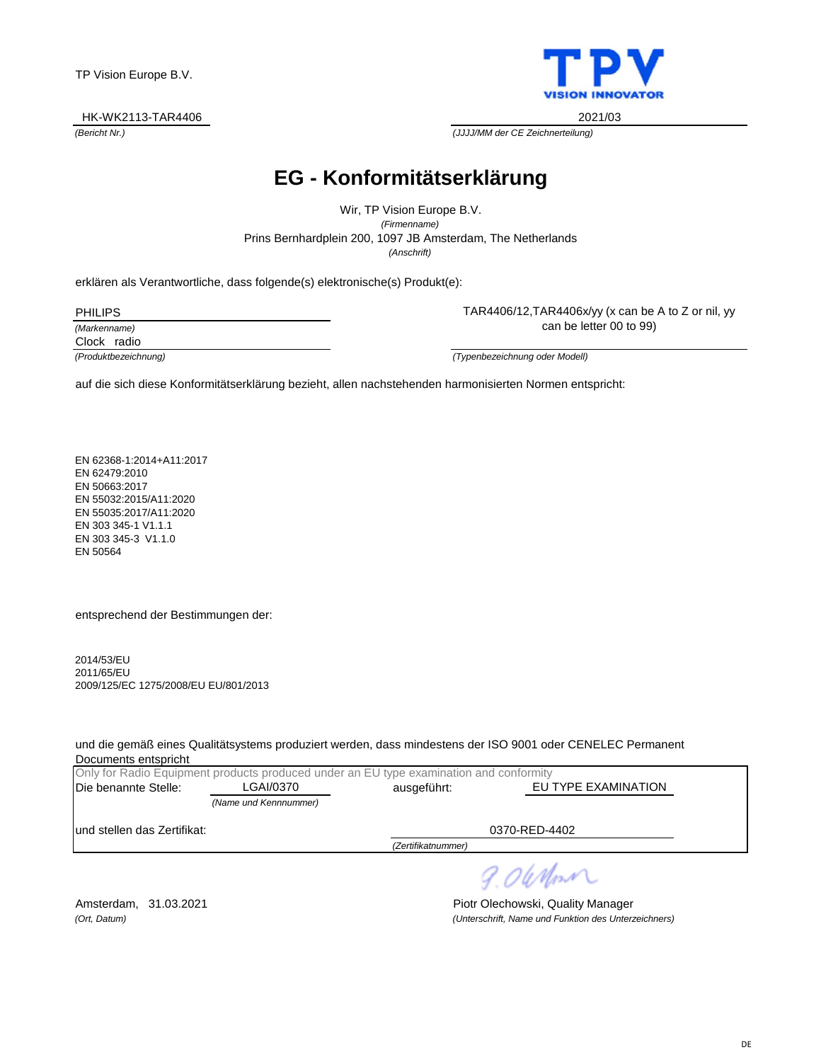TP Vision Europe B.V.

HK-WK2113-TAR4406
*(Bericht Nr.)*

2021/03
*(JJJJ/MM der CE Zeichnerteilung)*

# EG - Konformitätserklärung

Wir, TP Vision Europe B.V.
*(Firmenname)*
Prins Bernhardplein 200, 1097 JB Amsterdam, The Netherlands
*(Anschrift)*

erklären als Verantwortliche, dass folgende(s) elektronische(s) Produkt(e):

PHILIPS
*(Markenname)*
Clock radio
*(Produktbezeichnung)*

TAR4406/12,TAR4406x/yy (x can be A to Z or nil, yy can be letter 00 to 99)
*(Typenbezeichnung oder Modell)*

auf die sich diese Konformitätserklärung bezieht, allen nachstehenden harmonisierten Normen entspricht:

EN 62368-1:2014+A11:2017
EN 62479:2010
EN 50663:2017
EN 55032:2015/A11:2020
EN 55035:2017/A11:2020
EN 303 345-1 V1.1.1
EN 303 345-3 V1.1.0
EN 50564

entsprechend der Bestimmungen der:

2014/53/EU
2011/65/EU
2009/125/EC 1275/2008/EU EU/801/2013

und die gemäß eines Qualitätsystems produziert werden, dass mindestens der ISO 9001 oder CENELEC Permanent Documents entspricht

Only for Radio Equipment products produced under an EU type examination and conformity

Die benannte Stelle: LGAI/0370 *(Name und Kennnummer)* ausgeführt: EU TYPE EXAMINATION

und stellen das Zertifikat: 0370-RED-4402 *(Zertifikatnummer)*

Amsterdam, 31.03.2021
*(Ort, Datum)*

Piotr Olechowski, Quality Manager
*(Unterschrift, Name und Funktion des Unterzeichners)*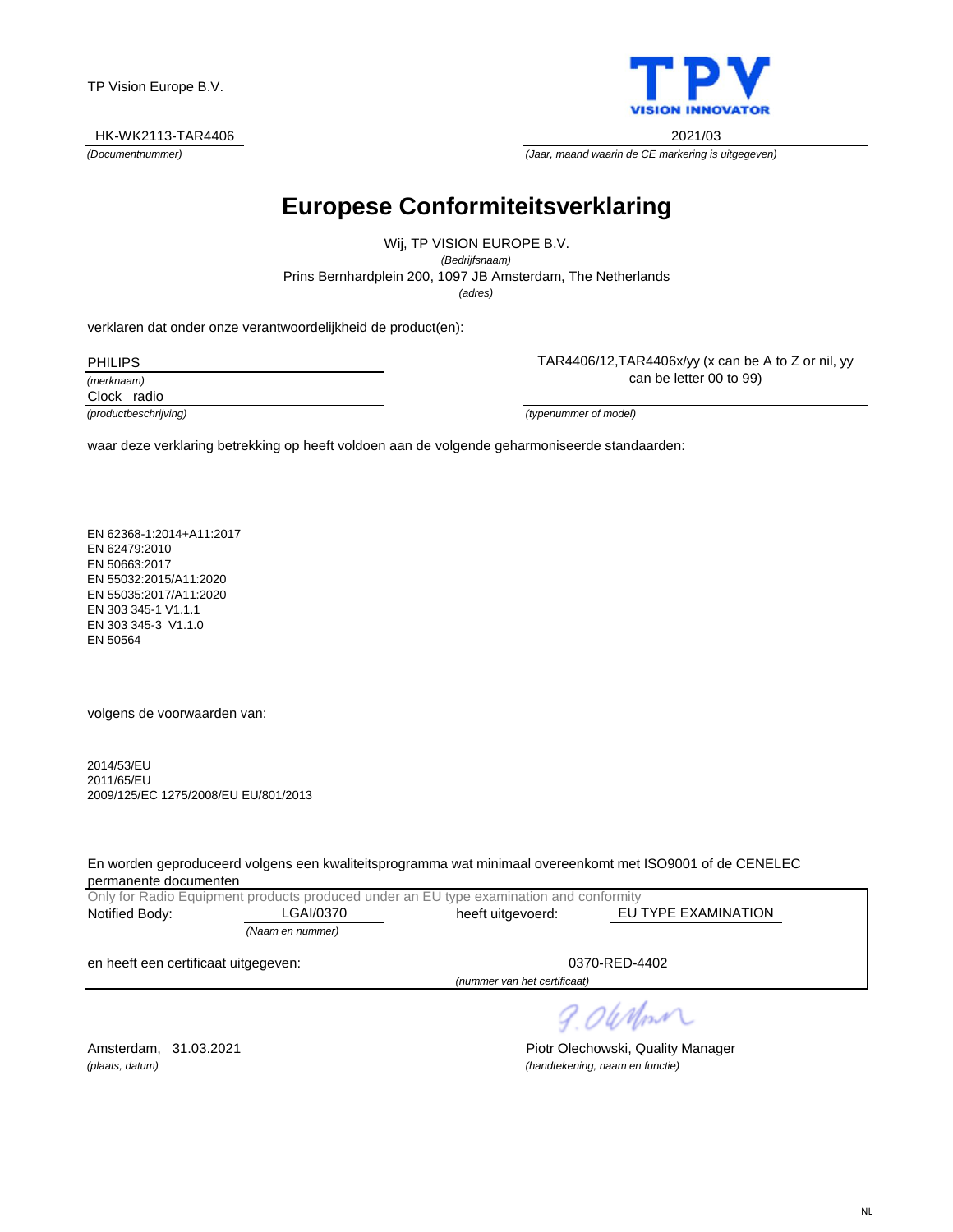TP Vision Europe B.V.

TPV VISION INNOVATOR

HK-WK2113-TAR4406
*(Documentnummer)*

2021/03
*(Jaar, maand waarin de CE markering is uitgegeven)*

# Europese Conformiteitsverklaring

Wij, TP VISION EUROPE B.V.
*(Bedrijfsnaam)*
Prins Bernhardplein 200, 1097 JB Amsterdam, The Netherlands
*(adres)*

verklaren dat onder onze verantwoordelijkheid de product(en):

PHILIPS
*(merknaam)*

Clock radio
*(productbeschrijving)*

TAR4406/12,TAR4406x/yy (x can be A to Z or nil, yy can be letter 00 to 99)
*(typenummer of model)*

waar deze verklaring betrekking op heeft voldoen aan de volgende geharmoniseerde standaarden:

EN 62368-1:2014+A11:2017
EN 62479:2010
EN 50663:2017
EN 55032:2015/A11:2020
EN 55035:2017/A11:2020
EN 303 345-1 V1.1.1
EN 303 345-3 V1.1.0
EN 50564

volgens de voorwaarden van:

2014/53/EU
2011/65/EU
2009/125/EC 1275/2008/EU EU/801/2013

En worden geproduceerd volgens een kwaliteitsprogramma wat minimaal overeenkomt met ISO9001 of de CENELEC permanente documenten

Only for Radio Equipment products produced under an EU type examination and conformity

Notified Body: LGAI/0370 *(Naam en nummer)* heeft uitgevoerd: EU TYPE EXAMINATION

en heeft een certificaat uitgegeven: 0370-RED-4402
*(nummer van het certificaat)*

Amsterdam, 31.03.2021
*(plaats, datum)*

Piotr Olechowski, Quality Manager
*(handtekening, naam en functie)*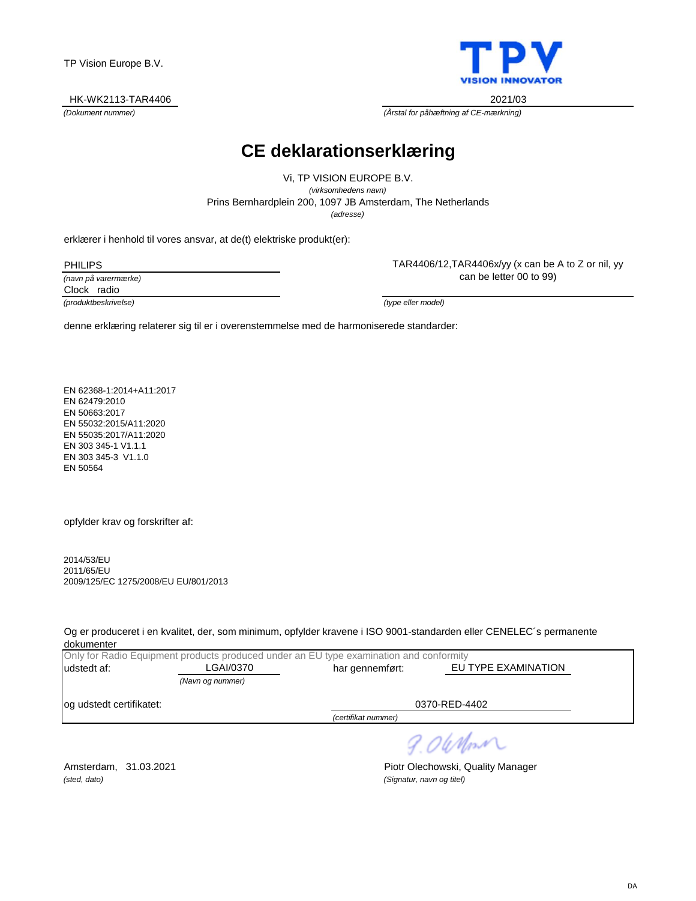TP Vision Europe B.V.

TPV
VISION INNOVATOR

HK-WK2113-TAR4406
*(Dokument nummer)*

2021/03
*(Årstal for påhæftning af CE-mærkning)*

# CE deklarationserklæring

Vi, TP VISION EUROPE B.V.
*(virksomhedens navn)*

Prins Bernhardplein 200, 1097 JB Amsterdam, The Netherlands
*(adresse)*

erklærer i henhold til vores ansvar, at de(t) elektriske produkt(er):

PHILIPS
*(navn på varermærke)*

Clock radio
*(produktbeskrivelse)*

TAR4406/12,TAR4406x/yy (x can be A to Z or nil, yy can be letter 00 to 99)
*(type eller model)*

denne erklæring relaterer sig til er i overenstemmelse med de harmoniserede standarder:

EN 62368-1:2014+A11:2017
EN 62479:2010
EN 50663:2017
EN 55032:2015/A11:2020
EN 55035:2017/A11:2020
EN 303 345-1 V1.1.1
EN 303 345-3 V1.1.0
EN 50564

opfylder krav og forskrifter af:

2014/53/EU
2011/65/EU
2009/125/EC 1275/2008/EU EU/801/2013

Og er produceret i en kvalitet, der, som minimum, opfylder kravene i ISO 9001-standarden eller CENELEC´s permanente dokumenter

Only for Radio Equipment products produced under an EU type examination and conformity

udstedt af: LGAI/0370 *(Navn og nummer)* har gennemført: EU TYPE EXAMINATION

og udstedt certifikatet: 0370-RED-4402
*(certifikat nummer)*

Amsterdam, 31.03.2021
*(sted, dato)*

P. Olechowski
Piotr Olechowski, Quality Manager
*(Signatur, navn og titel)*

DA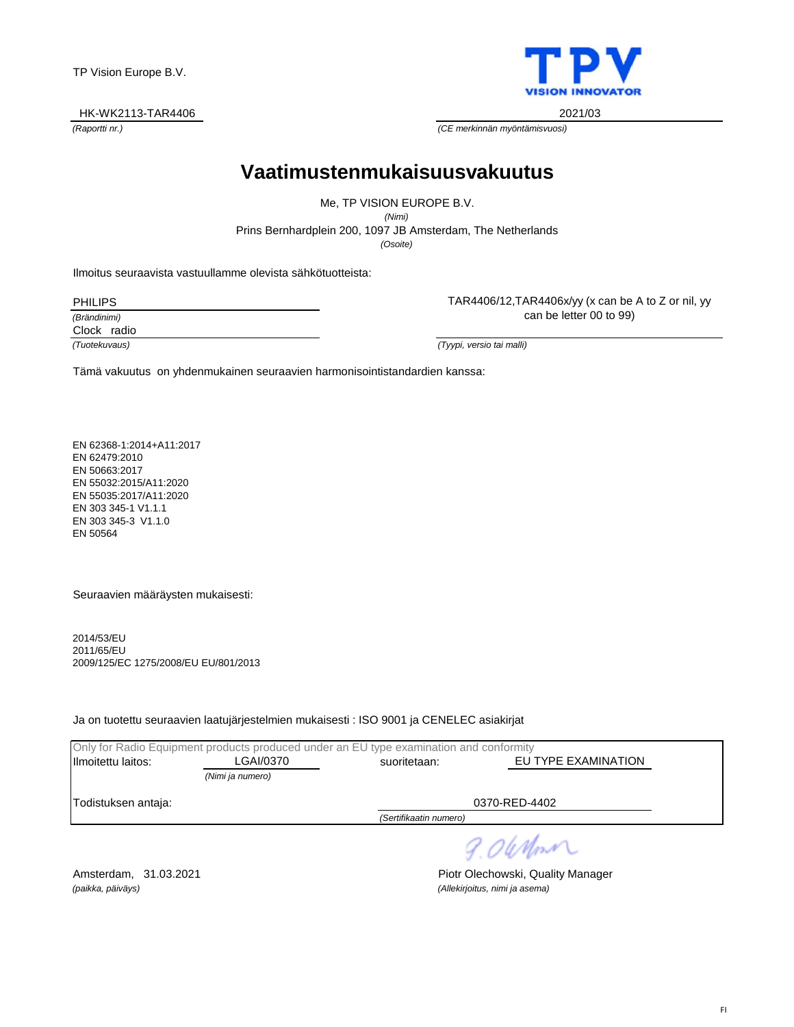TP Vision Europe B.V.

HK-WK2113-TAR4406
*(Raportti nr.)*

2021/03
*(CE merkinnän myöntämisvuosi)*

# Vaatimustenmukaisuusvakuutus

Me, TP VISION EUROPE B.V.
*(Nimi)*
Prins Bernhardplein 200, 1097 JB Amsterdam, The Netherlands
*(Osoite)*

Ilmoitus seuraavista vastuullamme olevista sähkötuotteista:

PHILIPS
*(Brändinimi)*
Clock radio
*(Tuotekuvaus)*

TAR4406/12,TAR4406x/yy (x can be A to Z or nil, yy can be letter 00 to 99)
*(Tyypi, versio tai malli)*

Tämä vakuutus on yhdenmukainen seuraavien harmonisointistandardien kanssa:

EN 62368-1:2014+A11:2017
EN 62479:2010
EN 50663:2017
EN 55032:2015/A11:2020
EN 55035:2017/A11:2020
EN 303 345-1 V1.1.1
EN 303 345-3 V1.1.0
EN 50564

Seuraavien määräysten mukaisesti:

2014/53/EU
2011/65/EU
2009/125/EC 1275/2008/EU EU/801/2013

Ja on tuotettu seuraavien laatujärjestelmien mukaisesti : ISO 9001 ja CENELEC asiakirjat

Only for Radio Equipment products produced under an EU type examination and conformity

Ilmoitettu laitos: LGAI/0370 *(Nimi ja numero)* suoritetaan: EU TYPE EXAMINATION

Todistuksen antaja: 0370-RED-4402 *(Sertifikaatin numero)*

Amsterdam, 31.03.2021
*(paikka, päiväys)*

Piotr Olechowski, Quality Manager
*(Allekirjoitus, nimi ja asema)*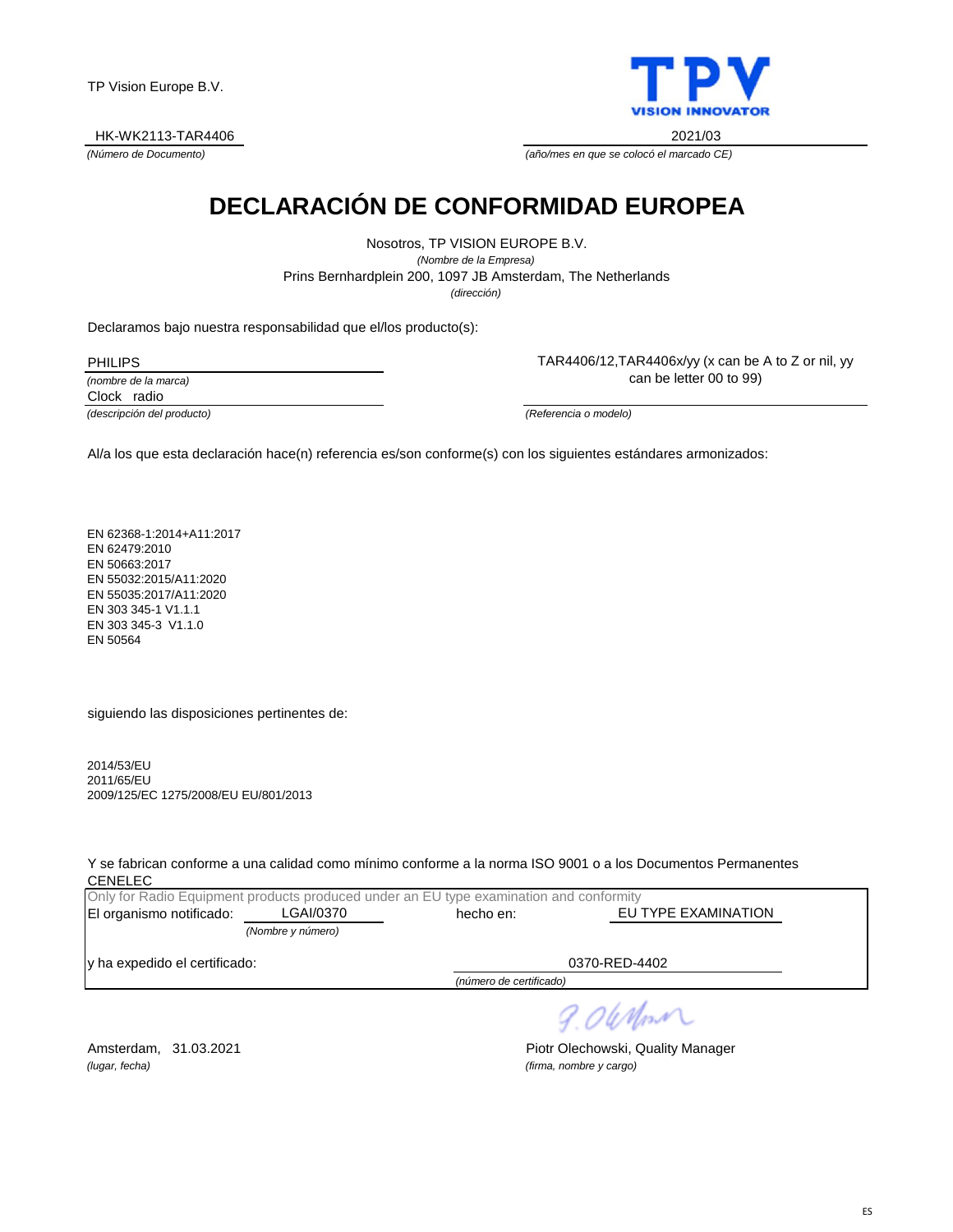TP Vision Europe B.V.

TPV
VISION INNOVATOR

HK-WK2113-TAR4406
*(Número de Documento)*

2021/03
*(año/mes en que se colocó el marcado CE)*

# DECLARACIÓN DE CONFORMIDAD EUROPEA

Nosotros, TP VISION EUROPE B.V.
*(Nombre de la Empresa)*
Prins Bernhardplein 200, 1097 JB Amsterdam, The Netherlands
*(dirección)*

Declaramos bajo nuestra responsabilidad que el/los producto(s):

PHILIPS
*(nombre de la marca)*
Clock radio
*(descripción del producto)*

TAR4406/12,TAR4406x/yy (x can be A to Z or nil, yy can be letter 00 to 99)
*(Referencia o modelo)*

Al/a los que esta declaración hace(n) referencia es/son conforme(s) con los siguientes estándares armonizados:

EN 62368-1:2014+A11:2017
EN 62479:2010
EN 50663:2017
EN 55032:2015/A11:2020
EN 55035:2017/A11:2020
EN 303 345-1 V1.1.1
EN 303 345-3 V1.1.0
EN 50564

siguiendo las disposiciones pertinentes de:

2014/53/EU
2011/65/EU
2009/125/EC 1275/2008/EU EU/801/2013

Y se fabrican conforme a una calidad como mínimo conforme a la norma ISO 9001 o a los Documentos Permanentes CENELEC

Only for Radio Equipment products produced under an EU type examination and conformity

El organismo notificado: LGAI/0370 *(Nombre y número)* hecho en: EU TYPE EXAMINATION

y ha expedido el certificado: 0370-RED-4402 *(número de certificado)*

Amsterdam, 31.03.2021
*(lugar, fecha)*

Piotr Olechowski, Quality Manager
*(firma, nombre y cargo)*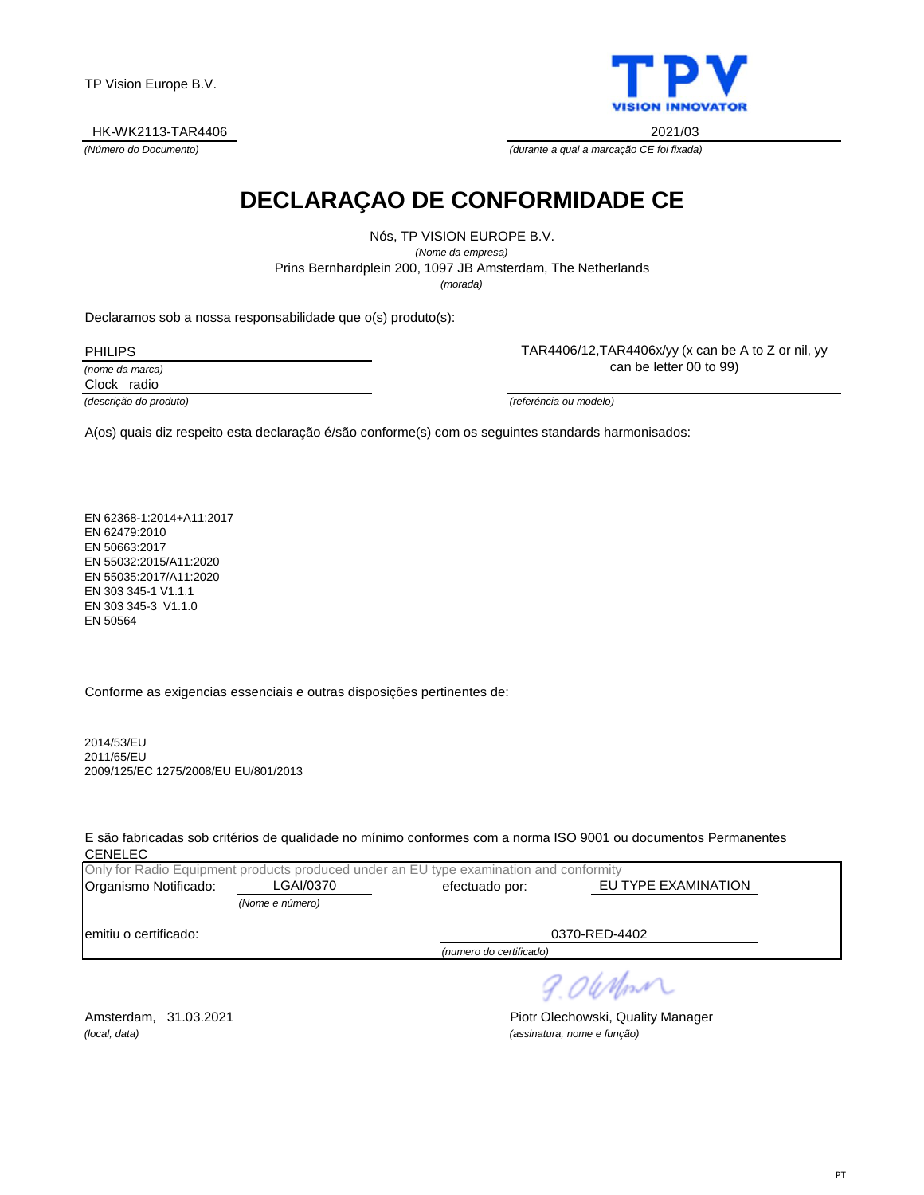TP Vision Europe B.V.

TPV VISION INNOVATOR

HK-WK2113-TAR4406
*(Número do Documento)*

2021/03
*(durante a qual a marcação CE foi fixada)*

# DECLARAÇAO DE CONFORMIDADE CE

Nós, TP VISION EUROPE B.V.
*(Nome da empresa)*
Prins Bernhardplein 200, 1097 JB Amsterdam, The Netherlands
*(morada)*

Declaramos sob a nossa responsabilidade que o(s) produto(s):

PHILIPS
*(nome da marca)*
Clock radio
*(descrição do produto)*

TAR4406/12,TAR4406x/yy (x can be A to Z or nil, yy can be letter 00 to 99)
*(referéncia ou modelo)*

A(os) quais diz respeito esta declaração é/são conforme(s) com os seguintes standards harmonisados:

EN 62368-1:2014+A11:2017
EN 62479:2010
EN 50663:2017
EN 55032:2015/A11:2020
EN 55035:2017/A11:2020
EN 303 345-1 V1.1.1
EN 303 345-3 V1.1.0
EN 50564

Conforme as exigencias essenciais e outras disposições pertinentes de:

2014/53/EU
2011/65/EU
2009/125/EC 1275/2008/EU EU/801/2013

E são fabricadas sob critérios de qualidade no mínimo conformes com a norma ISO 9001 ou documentos Permanentes CENELEC

Only for Radio Equipment products produced under an EU type examination and conformity

Organismo Notificado: LGAI/0370 *(Nome e número)* efectuado por: EU TYPE EXAMINATION

emitiu o certificado: 0370-RED-4402
*(numero do certificado)*

Amsterdam, 31.03.2021
*(local, data)*

Piotr Olechowski, Quality Manager
*(assinatura, nome e função)*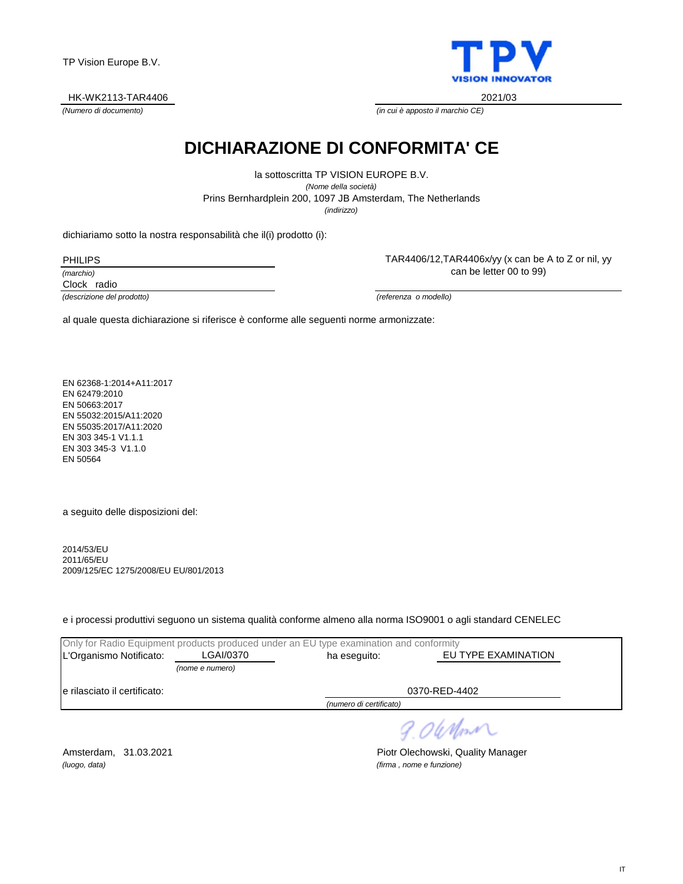TP Vision Europe B.V.

TPV
VISION INNOVATOR

HK-WK2113-TAR4406
*(Numero di documento)*

2021/03
*(in cui è apposto il marchio CE)*

# DICHIARAZIONE DI CONFORMITA' CE

la sottoscritta TP VISION EUROPE B.V.
*(Nome della società)*
Prins Bernhardplein 200, 1097 JB Amsterdam, The Netherlands
*(indirizzo)*

dichiariamo sotto la nostra responsabilità che il(i) prodotto (i):

PHILIPS
*(marchio)*

Clock radio
*(descrizione del prodotto)*

TAR4406/12,TAR4406x/yy (x can be A to Z or nil, yy can be letter 00 to 99)
*(referenza o modello)*

al quale questa dichiarazione si riferisce è conforme alle seguenti norme armonizzate:

EN 62368-1:2014+A11:2017
EN 62479:2010
EN 50663:2017
EN 55032:2015/A11:2020
EN 55035:2017/A11:2020
EN 303 345-1 V1.1.1
EN 303 345-3 V1.1.0
EN 50564

a seguito delle disposizioni del:

2014/53/EU
2011/65/EU
2009/125/EC 1275/2008/EU EU/801/2013

e i processi produttivi seguono un sistema qualità conforme almeno alla norma ISO9001 o agli standard CENELEC

Only for Radio Equipment products produced under an EU type examination and conformity

L'Organismo Notificato: LGAI/0370 *(nome e numero)* ha eseguito: EU TYPE EXAMINATION

e rilasciato il certificato: 0370-RED-4402 *(numero di certificato)*

Amsterdam, 31.03.2021
*(luogo, data)*

Piotr Olechowski, Quality Manager
*(firma , nome e funzione)*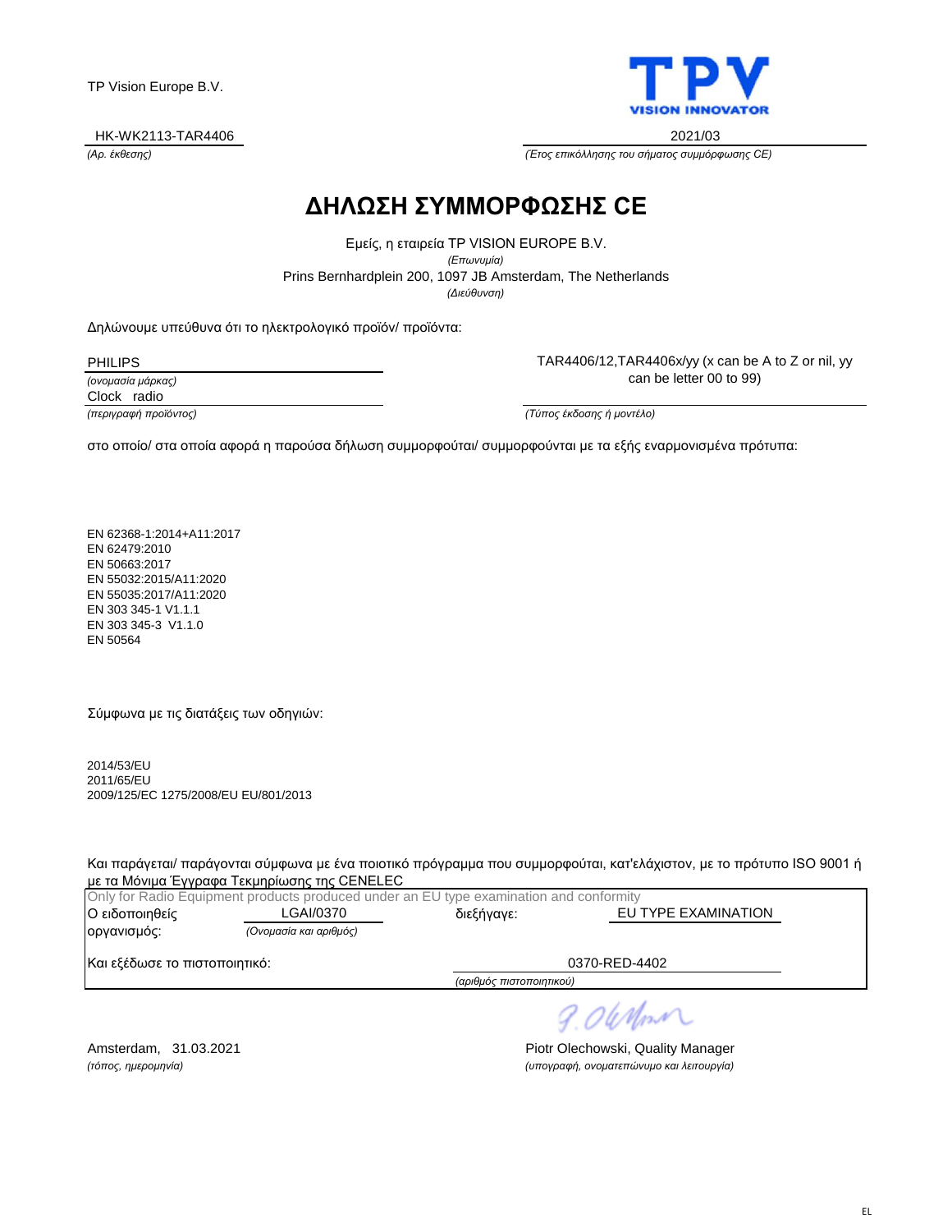TP Vision Europe B.V.

TPV
VISION INNOVATOR

HK-WK2113-TAR4406
*(Αρ. έκθεσης)*

2021/03
*(Έτος επικόλλησης του σήματος συμμόρφωσης CE)*

# ΔΗΛΩΣΗ ΣΥΜΜΟΡΦΩΣΗΣ CE

Εμείς, η εταιρεία TP VISION EUROPE B.V.
*(Επωνυμία)*

Prins Bernhardplein 200, 1097 JB Amsterdam, The Netherlands
*(Διεύθυνση)*

Δηλώνουμε υπεύθυνα ότι το ηλεκτρολογικό προϊόν/ προϊόντα:

PHILIPS
*(ονομασία μάρκας)*

Clock radio
*(περιγραφή προϊόντος)*

TAR4406/12,TAR4406x/yy (x can be A to Z or nil, yy can be letter 00 to 99)
*(Τύπος έκδοσης ή μοντέλο)*

στο οποίο/ στα οποία αφορά η παρούσα δήλωση συμμορφούται/ συμμορφούνται με τα εξής εναρμονισμένα πρότυπα:

EN 62368-1:2014+A11:2017
EN 62479:2010
EN 50663:2017
EN 55032:2015/A11:2020
EN 55035:2017/A11:2020
EN 303 345-1 V1.1.1
EN 303 345-3 V1.1.0
EN 50564

Σύμφωνα με τις διατάξεις των οδηγιών:

2014/53/EU
2011/65/EU
2009/125/EC 1275/2008/EU EU/801/2013

Και παράγεται/ παράγονται σύμφωνα με ένα ποιοτικό πρόγραμμα που συμμορφούται, κατ'ελάχιστον, με το πρότυπο ISO 9001 ή με τα Μόνιμα Έγγραφα Τεκμηρίωσης της CENELEC

Only for Radio Equipment products produced under an EU type examination and conformity

Ο ειδοποιηθείς οργανισμός: LGAI/0370 *(Ονομασία και αριθμός)* διεξήγαγε: EU TYPE EXAMINATION

Και εξέδωσε το πιστοποιητικό: 0370-RED-4402
*(αριθμός πιστοποιητικού)*

Amsterdam, 31.03.2021
*(τόπος, ημερομηνία)*

Piotr Olechowski, Quality Manager
*(υπογραφή, ονοματεπώνυμο και λειτουργία)*

EL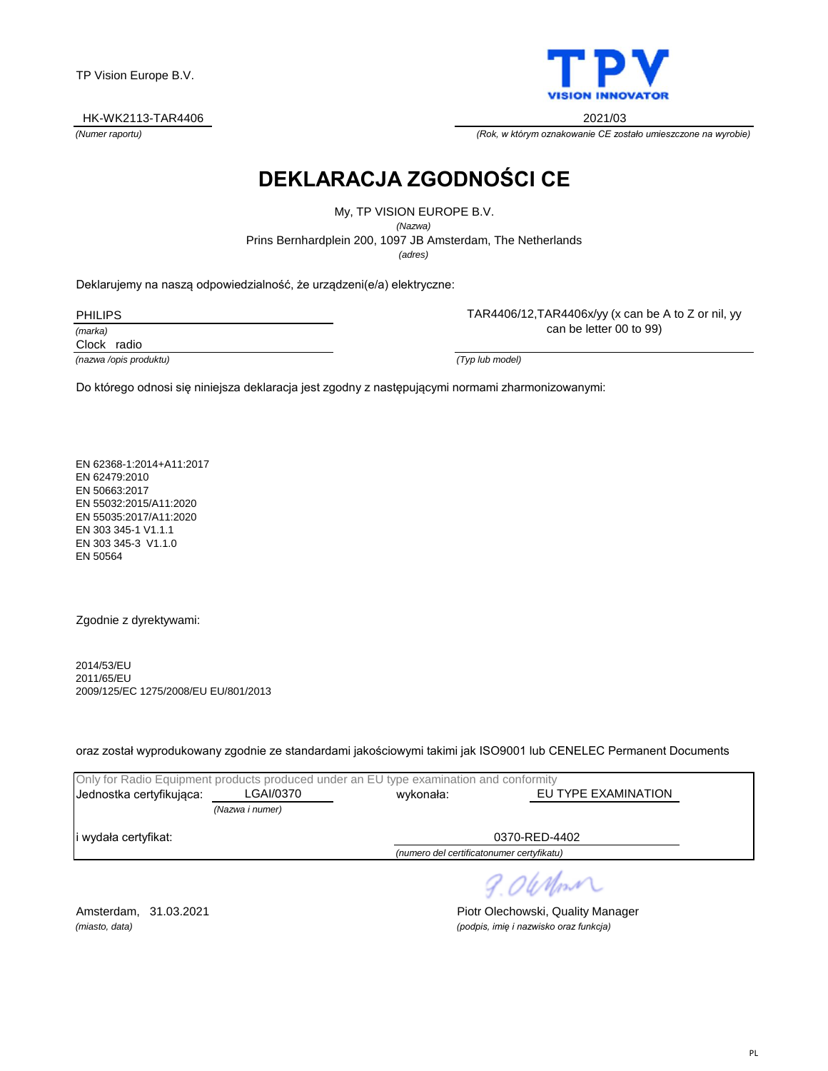TP Vision Europe B.V.

TPV
VISION INNOVATOR

HK-WK2113-TAR4406
*(Numer raportu)*

2021/03
*(Rok, w którym oznakowanie CE zostało umieszczone na wyrobie)*

# DEKLARACJA ZGODNOŚCI CE

My, TP VISION EUROPE B.V.
*(Nazwa)*
Prins Bernhardplein 200, 1097 JB Amsterdam, The Netherlands
*(adres)*

Deklarujemy na naszą odpowiedzialność, że urządzeni(e/a) elektryczne:

PHILIPS
*(marka)*

Clock radio
*(nazwa /opis produktu)*

TAR4406/12,TAR4406x/yy (x can be A to Z or nil, yy can be letter 00 to 99)
*(Typ lub model)*

Do którego odnosi się niniejsza deklaracja jest zgodny z następującymi normami zharmonizowanymi:

EN 62368-1:2014+A11:2017
EN 62479:2010
EN 50663:2017
EN 55032:2015/A11:2020
EN 55035:2017/A11:2020
EN 303 345-1 V1.1.1
EN 303 345-3 V1.1.0
EN 50564

Zgodnie z dyrektywami:

2014/53/EU
2011/65/EU
2009/125/EC 1275/2008/EU EU/801/2013

oraz został wyprodukowany zgodnie ze standardami jakościowymi takimi jak ISO9001 lub CENELEC Permanent Documents

Only for Radio Equipment products produced under an EU type examination and conformity

Jednostka certyfikująca: LGAI/0370 *(Nazwa i numer)* wykonała: EU TYPE EXAMINATION

i wydała certyfikat: 0370-RED-4402
*(numero del certificatonumer certyfikatu)*

Amsterdam, 31.03.2021
*(miasto, data)*

Piotr Olechowski, Quality Manager
*(podpis, imię i nazwisko oraz funkcja)*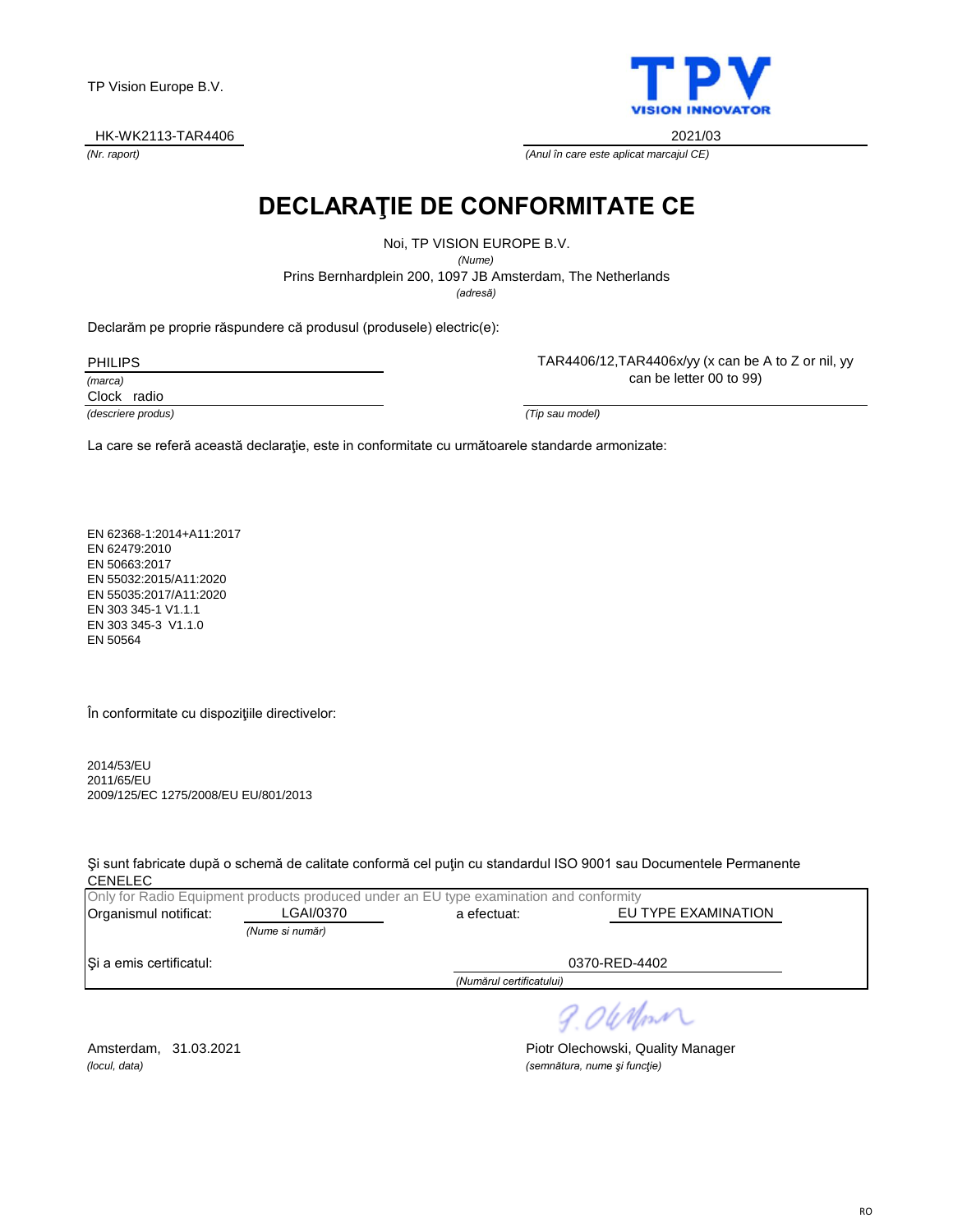TP Vision Europe B.V.

HK-WK2113-TAR4406
*(Nr. raport)*

2021/03
*(Anul în care este aplicat marcajul CE)*

# DECLARAŢIE DE CONFORMITATE CE

Noi, TP VISION EUROPE B.V.
*(Nume)*
Prins Bernhardplein 200, 1097 JB Amsterdam, The Netherlands
*(adresă)*

Declarăm pe proprie răspundere că produsul (produsele) electric(e):

PHILIPS
*(marca)*

Clock radio
*(descriere produs)*

TAR4406/12,TAR4406x/yy (x can be A to Z or nil, yy can be letter 00 to 99)
*(Tip sau model)*

La care se referă această declaraţie, este in conformitate cu următoarele standarde armonizate:

EN 62368-1:2014+A11:2017
EN 62479:2010
EN 50663:2017
EN 55032:2015/A11:2020
EN 55035:2017/A11:2020
EN 303 345-1 V1.1.1
EN 303 345-3 V1.1.0
EN 50564

În conformitate cu dispoziţiile directivelor:

2014/53/EU
2011/65/EU
2009/125/EC 1275/2008/EU EU/801/2013

Şi sunt fabricate după o schemă de calitate conformă cel puţin cu standardul ISO 9001 sau Documentele Permanente CENELEC

Only for Radio Equipment products produced under an EU type examination and conformity

Organismul notificat: LGAI/0370 *(Nume si număr)* a efectuat: EU TYPE EXAMINATION

Şi a emis certificatul: 0370-RED-4402 *(Numărul certificatului)*

Amsterdam, 31.03.2021
*(locul, data)*

Piotr Olechowski, Quality Manager
*(semnătura, nume şi funcţie)*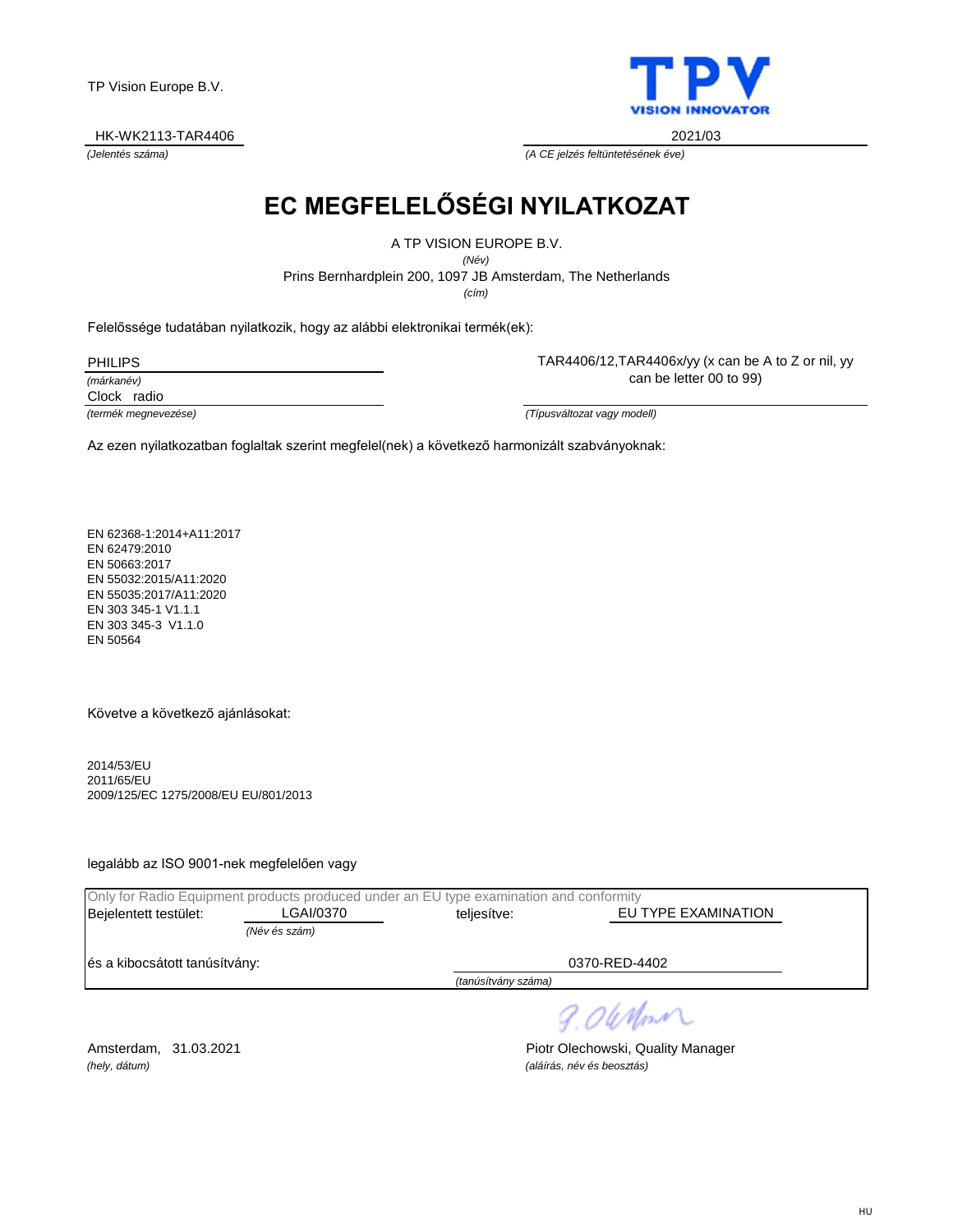TP Vision Europe B.V.

TPV
VISION INNOVATOR

HK-WK2113-TAR4406
*(Jelentés száma)*

2021/03
*(A CE jelzés feltüntetésének éve)*

# EC MEGFELELŐSÉGI NYILATKOZAT

A TP VISION EUROPE B.V.
*(Név)*
Prins Bernhardplein 200, 1097 JB Amsterdam, The Netherlands
*(cím)*

Felelőssége tudatában nyilatkozik, hogy az alábbi elektronikai termék(ek):

PHILIPS
*(márkanév)*

Clock radio
*(termék megnevezése)*

TAR4406/12,TAR4406x/yy (x can be A to Z or nil, yy can be letter 00 to 99)
*(Típusváltozat vagy modell)*

Az ezen nyilatkozatban foglaltak szerint megfelel(nek) a következő harmonizált szabványoknak:

EN 62368-1:2014+A11:2017
EN 62479:2010
EN 50663:2017
EN 55032:2015/A11:2020
EN 55035:2017/A11:2020
EN 303 345-1 V1.1.1
EN 303 345-3 V1.1.0
EN 50564

Követve a következő ajánlásokat:

2014/53/EU
2011/65/EU
2009/125/EC 1275/2008/EU EU/801/2013

legalább az ISO 9001-nek megfelelően vagy

Only for Radio Equipment products produced under an EU type examination and conformity

Bejelentett testület: LGAI/0370 *(Név és szám)* teljesítve: EU TYPE EXAMINATION

és a kibocsátott tanúsítvány: 0370-RED-4402
*(tanúsítvány száma)*

Amsterdam, 31.03.2021
*(hely, dátum)*

Piotr Olechowski, Quality Manager
*(aláírás, név és beosztás)*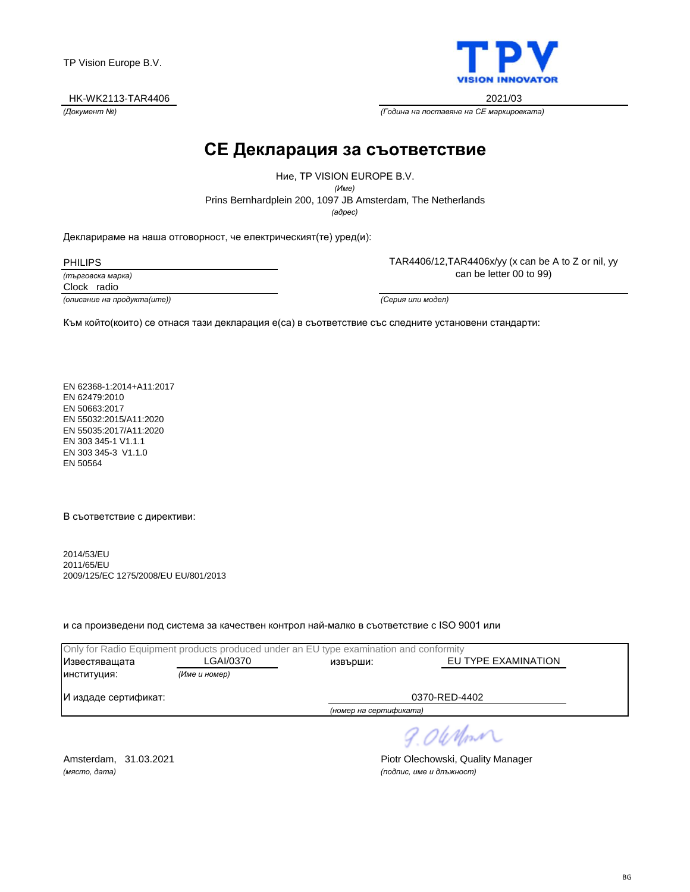TP Vision Europe B.V.

TPV
VISION INNOVATOR

HK-WK2113-TAR4406
*(Документ №)*

2021/03
*(Година на поставяне на CE маркировката)*

# CE Декларация за съответствие

Ние, TP VISION EUROPE B.V.
*(Име)*
Prins Bernhardplein 200, 1097 JB Amsterdam, The Netherlands
*(адрес)*

Декларираме на наша отговорност, че електрическият(те) уред(и):

PHILIPS
*(търговска марка)*

Clock radio
*(описание на продукта(ите))*

TAR4406/12,TAR4406x/yy (x can be A to Z or nil, yy can be letter 00 to 99)
*(Серия или модел)*

Към който(които) се отнася тази декларация е(са) в съответствие със следните установени стандарти:

EN 62368-1:2014+A11:2017
EN 62479:2010
EN 50663:2017
EN 55032:2015/A11:2020
EN 55035:2017/A11:2020
EN 303 345-1 V1.1.1
EN 303 345-3 V1.1.0
EN 50564

В съответствие с директиви:

2014/53/EU
2011/65/EU
2009/125/EC 1275/2008/EU EU/801/2013

и са произведени под система за качествен контрол най-малко в съответствие с ISO 9001 или

Only for Radio Equipment products produced under an EU type examination and conformity

| | | | |
|---|---|---|---|
| Известяващата институция: | LGAI/0370 *(Име и номер)* | извърши: | EU TYPE EXAMINATION |
| И издаде сертификат: | | | 0370-RED-4402 *(номер на сертификата)* |

Amsterdam, 31.03.2021
*(място, дата)*

Piotr Olechowski, Quality Manager
*(подпис, име и длъжност)*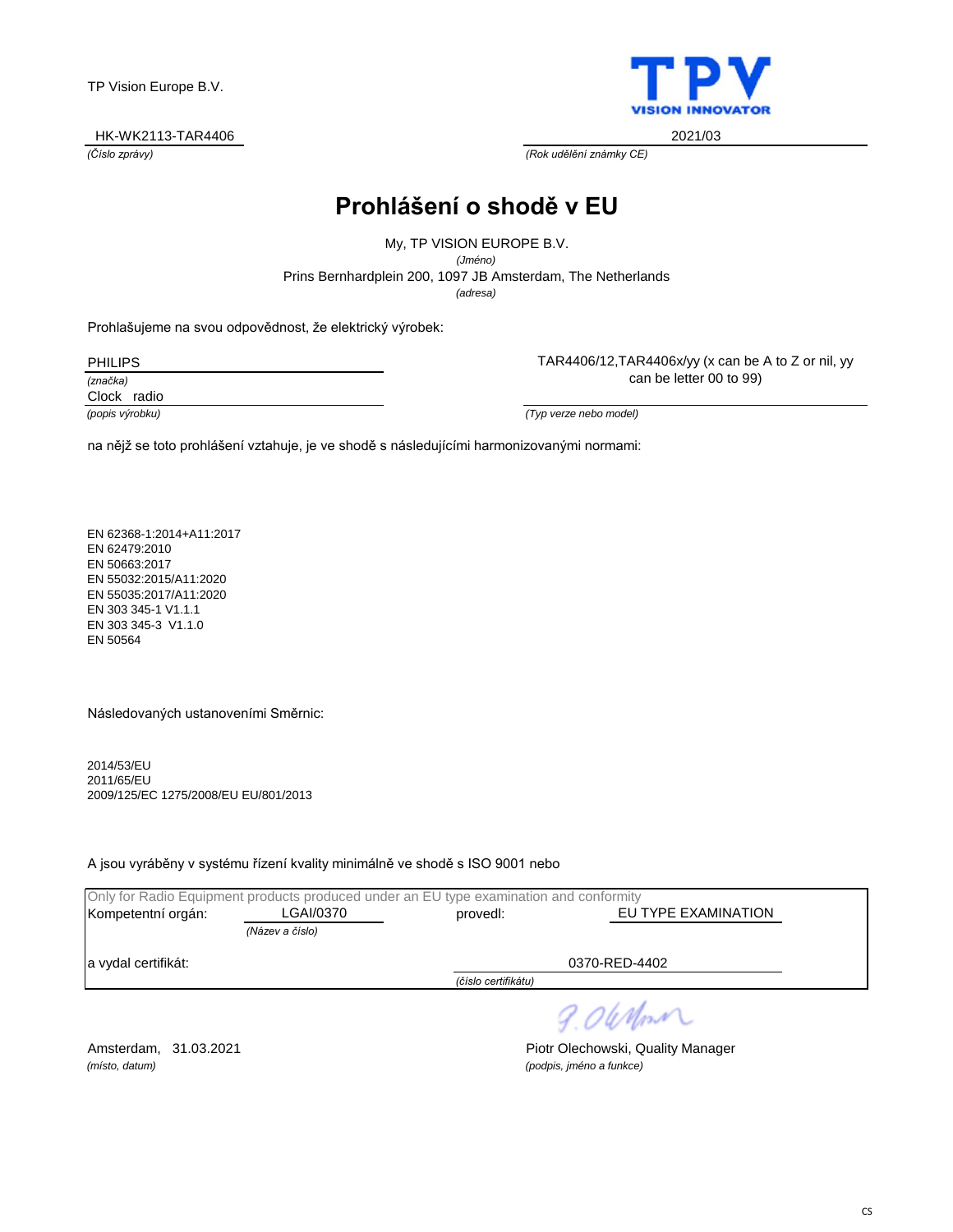TP Vision Europe B.V.

TPV
VISION INNOVATOR

HK-WK2113-TAR4406
*(Číslo zprávy)*

2021/03
*(Rok udělění známky CE)*

# Prohlášení o shodě v EU

My, TP VISION EUROPE B.V.
*(Jméno)*
Prins Bernhardplein 200, 1097 JB Amsterdam, The Netherlands
*(adresa)*

Prohlašujeme na svou odpovědnost, že elektrický výrobek:

PHILIPS
*(značka)*

Clock radio
*(popis výrobku)*

TAR4406/12,TAR4406x/yy (x can be A to Z or nil, yy can be letter 00 to 99)
*(Typ verze nebo model)*

na nějž se toto prohlášení vztahuje, je ve shodě s následujícími harmonizovanými normami:

EN 62368-1:2014+A11:2017
EN 62479:2010
EN 50663:2017
EN 55032:2015/A11:2020
EN 55035:2017/A11:2020
EN 303 345-1 V1.1.1
EN 303 345-3 V1.1.0
EN 50564

Následovaných ustanoveními Směrnic:

2014/53/EU
2011/65/EU
2009/125/EC 1275/2008/EU EU/801/2013

A jsou vyráběny v systému řízení kvality minimálně ve shodě s ISO 9001 nebo

Only for Radio Equipment products produced under an EU type examination and conformity

Kompetentní orgán: LGAI/0370 *(Název a číslo)* provedl: EU TYPE EXAMINATION

a vydal certifikát: 0370-RED-4402 *(číslo certifikátu)*

Amsterdam, 31.03.2021
*(místo, datum)*

Piotr Olechowski, Quality Manager
*(podpis, jméno a funkce)*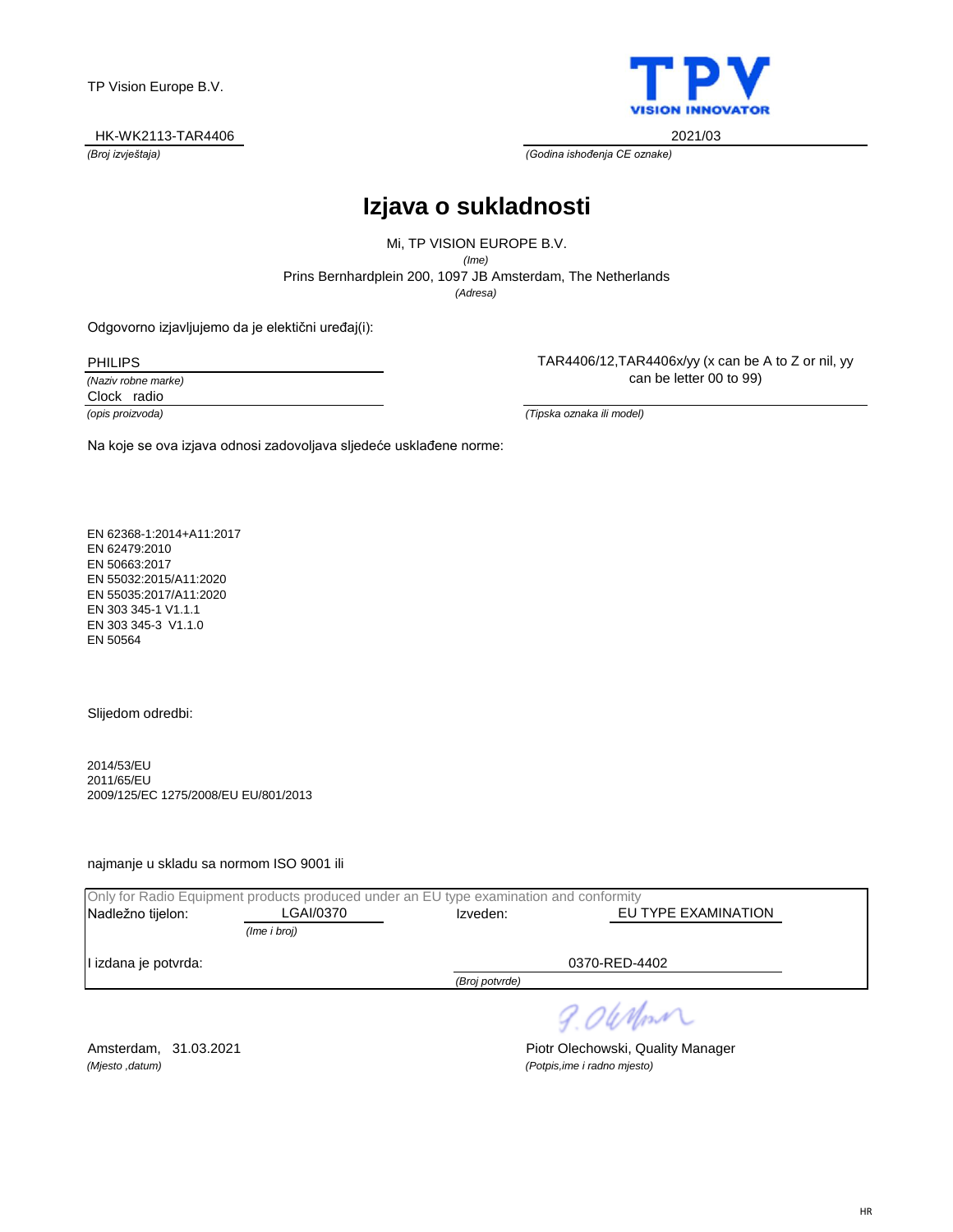TP Vision Europe B.V.

HK-WK2113-TAR4406
*(Broj izvještaja)*

2021/03
*(Godina ishođenja CE oznake)*

# Izjava o sukladnosti

Mi, TP VISION EUROPE B.V.
*(Ime)*
Prins Bernhardplein 200, 1097 JB Amsterdam, The Netherlands
*(Adresa)*

Odgovorno izjavljujemo da je elektični uređaj(i):

PHILIPS
*(Naziv robne marke)*

Clock radio
*(opis proizvoda)*

TAR4406/12,TAR4406x/yy (x can be A to Z or nil, yy can be letter 00 to 99)
*(Tipska oznaka ili model)*

Na koje se ova izjava odnosi zadovoljava sljedeće usklađene norme:

EN 62368-1:2014+A11:2017
EN 62479:2010
EN 50663:2017
EN 55032:2015/A11:2020
EN 55035:2017/A11:2020
EN 303 345-1 V1.1.1
EN 303 345-3 V1.1.0
EN 50564

Slijedom odredbi:

2014/53/EU
2011/65/EU
2009/125/EC 1275/2008/EU EU/801/2013

najmanje u skladu sa normom ISO 9001 ili

Only for Radio Equipment products produced under an EU type examination and conformity

Nadležno tijelon: LGAI/0370 *(Ime i broj)* Izveden: EU TYPE EXAMINATION

I izdana je potvrda: 0370-RED-4402 *(Broj potvrde)*

Amsterdam, 31.03.2021
*(Mjesto ,datum)*

Piotr Olechowski, Quality Manager
*(Potpis,ime i radno mjesto)*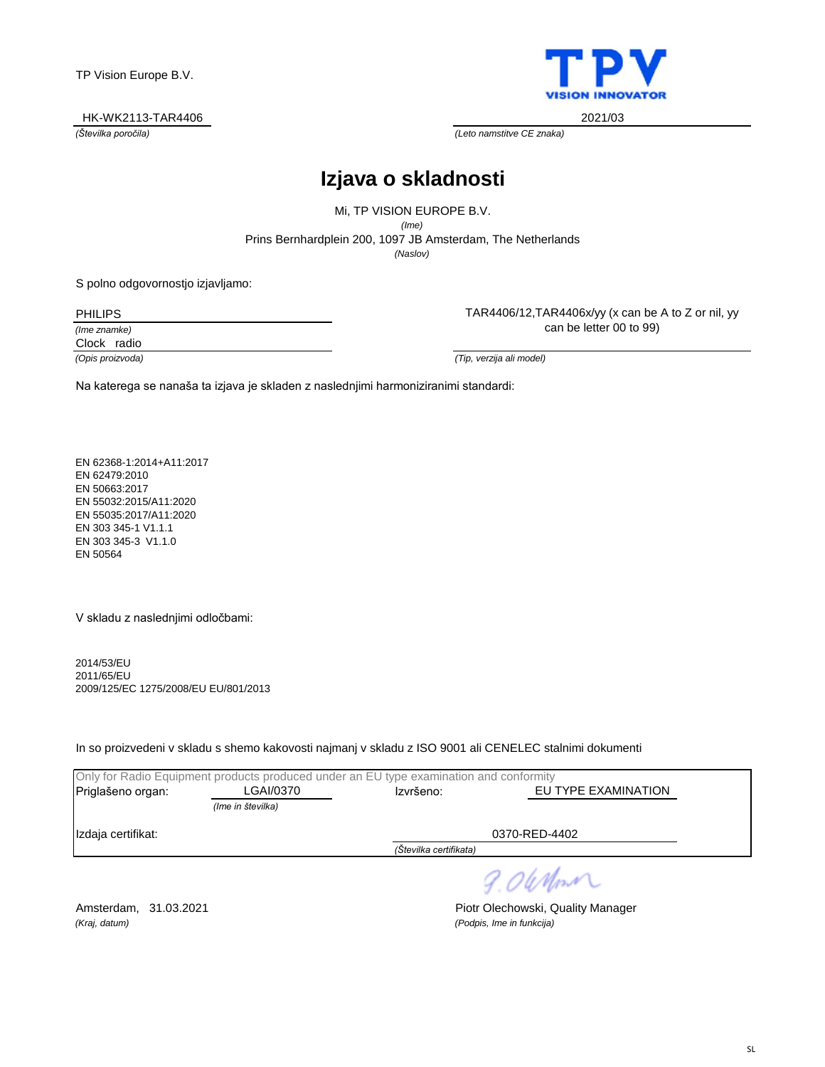TP Vision Europe B.V.

TPV VISION INNOVATOR

HK-WK2113-TAR4406
*(Številka poročila)*

2021/03
*(Leto namstitve CE znaka)*

# Izjava o skladnosti

Mi, TP VISION EUROPE B.V.
*(Ime)*
Prins Bernhardplein 200, 1097 JB Amsterdam, The Netherlands
*(Naslov)*

S polno odgovornostjo izjavljamo:

PHILIPS
*(Ime znamke)*

Clock radio
*(Opis proizvoda)*

TAR4406/12,TAR4406x/yy (x can be A to Z or nil, yy can be letter 00 to 99)
*(Tip, verzija ali model)*

Na katerega se nanaša ta izjava je skladen z naslednjimi harmoniziranimi standardi:

EN 62368-1:2014+A11:2017
EN 62479:2010
EN 50663:2017
EN 55032:2015/A11:2020
EN 55035:2017/A11:2020
EN 303 345-1 V1.1.1
EN 303 345-3 V1.1.0
EN 50564

V skladu z naslednjimi odločbami:

2014/53/EU
2011/65/EU
2009/125/EC 1275/2008/EU EU/801/2013

In so proizvedeni v skladu s shemo kakovosti najmanj v skladu z ISO 9001 ali CENELEC stalnimi dokumenti

Only for Radio Equipment products produced under an EU type examination and conformity

| Priglašeno organ: | LGAI/0370 *(Ime in številka)* | Izvršeno: | EU TYPE EXAMINATION |
|---|---|---|---|
| Izdaja certifikat: | | 0370-RED-4402 *(Številka certifikata)* | |

Amsterdam, 31.03.2021
*(Kraj, datum)*

Piotr Olechowski, Quality Manager
*(Podpis, Ime in funkcija)*

SL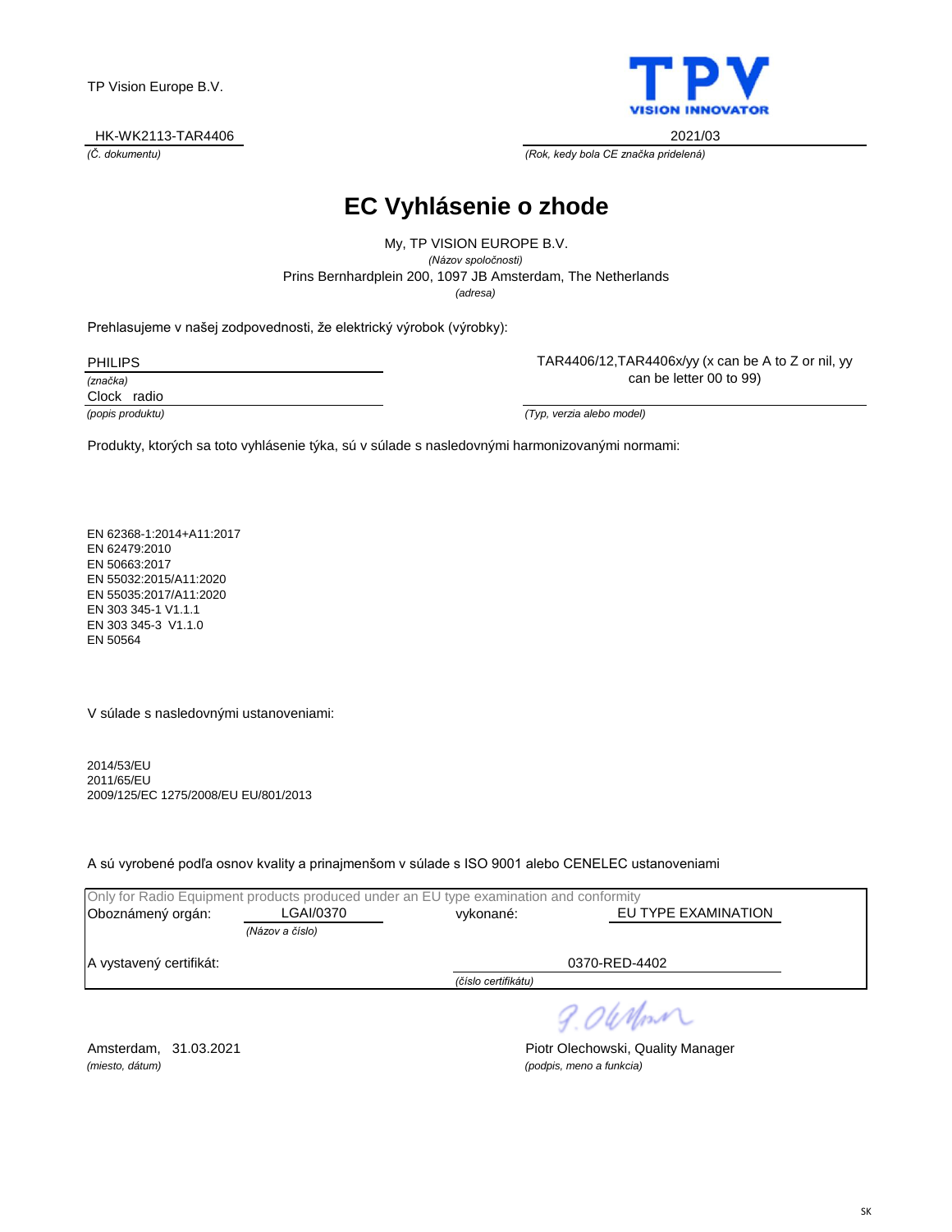TP Vision Europe B.V.

TPV VISION INNOVATOR

HK-WK2113-TAR4406
*(Č. dokumentu)*

2021/03
*(Rok, kedy bola CE značka pridelená)*

# EC Vyhlásenie o zhode

My, TP VISION EUROPE B.V.
*(Názov spoločnosti)*
Prins Bernhardplein 200, 1097 JB Amsterdam, The Netherlands
*(adresa)*

Prehlasujeme v našej zodpovednosti, že elektrický výrobok (výrobky):

PHILIPS
*(značka)*

Clock radio
*(popis produktu)*

TAR4406/12,TAR4406x/yy (x can be A to Z or nil, yy can be letter 00 to 99)
*(Typ, verzia alebo model)*

Produkty, ktorých sa toto vyhlásenie týka, sú v súlade s nasledovnými harmonizovanými normami:

EN 62368-1:2014+A11:2017
EN 62479:2010
EN 50663:2017
EN 55032:2015/A11:2020
EN 55035:2017/A11:2020
EN 303 345-1 V1.1.1
EN 303 345-3 V1.1.0
EN 50564

V súlade s nasledovnými ustanoveniami:

2014/53/EU
2011/65/EU
2009/125/EC 1275/2008/EU EU/801/2013

A sú vyrobené podľa osnov kvality a prinajmenšom v súlade s ISO 9001 alebo CENELEC ustanoveniami

Only for Radio Equipment products produced under an EU type examination and conformity

Oboznámený orgán: LGAI/0370 *(Názov a číslo)* vykonané: EU TYPE EXAMINATION

A vystavený certifikát: 0370-RED-4402 *(číslo certifikátu)*

Amsterdam, 31.03.2021
*(miesto, dátum)*

Piotr Olechowski, Quality Manager
*(podpis, meno a funkcia)*

SK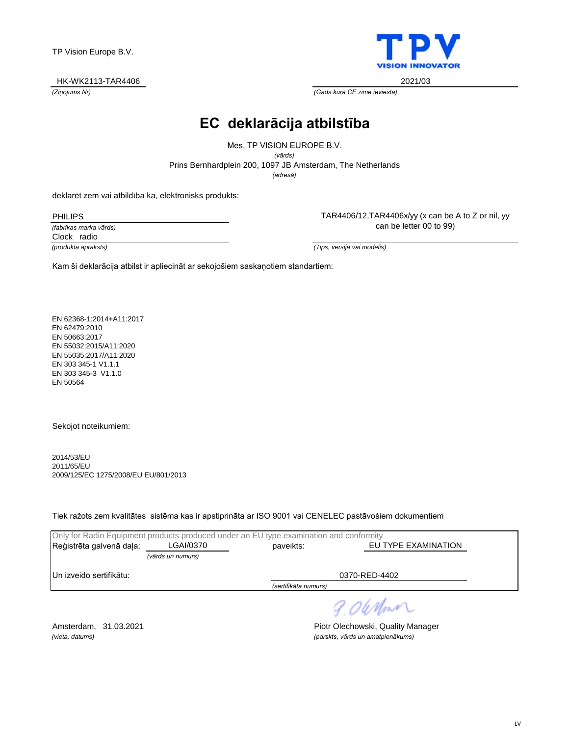TP Vision Europe B.V.

TPV
VISION INNOVATOR

HK-WK2113-TAR4406
*(Ziņojums Nr)*

2021/03
*(Gads kurā CE zīme ieviesta)*

# EC deklarācija atbilstība

Mēs, TP VISION EUROPE B.V.
*(vārds)*
Prins Bernhardplein 200, 1097 JB Amsterdam, The Netherlands
*(adresā)*

deklarēt zem vai atbildība ka, elektronisks produkts:

PHILIPS
*(fabrikas marka vārds)*

Clock radio
*(produkta apraksts)*

TAR4406/12,TAR4406x/yy (x can be A to Z or nil, yy can be letter 00 to 99)
*(Tips, versija vai modelis)*

Kam ši deklarācija atbilst ir apliecināt ar sekojošiem saskaņotiem standartiem:

EN 62368-1:2014+A11:2017
EN 62479:2010
EN 50663:2017
EN 55032:2015/A11:2020
EN 55035:2017/A11:2020
EN 303 345-1 V1.1.1
EN 303 345-3 V1.1.0
EN 50564

Sekojot noteikumiem:

2014/53/EU
2011/65/EU
2009/125/EC 1275/2008/EU EU/801/2013

Tiek ražots zem kvalitātes sistēma kas ir apstiprināta ar ISO 9001 vai CENELEC pastāvošiem dokumentiem

Only for Radio Equipment products produced under an EU type examination and conformity

Reģistrēta galvenā daļa: LGAI/0370 *(vārds un numurs)* paveikts: EU TYPE EXAMINATION

Un izveido sertifikātu: 0370-RED-4402 *(sertifikāta numurs)*

Amsterdam, 31.03.2021
*(vieta, datums)*

Piotr Olechowski, Quality Manager
*(parskts, vārds un amatpienākums)*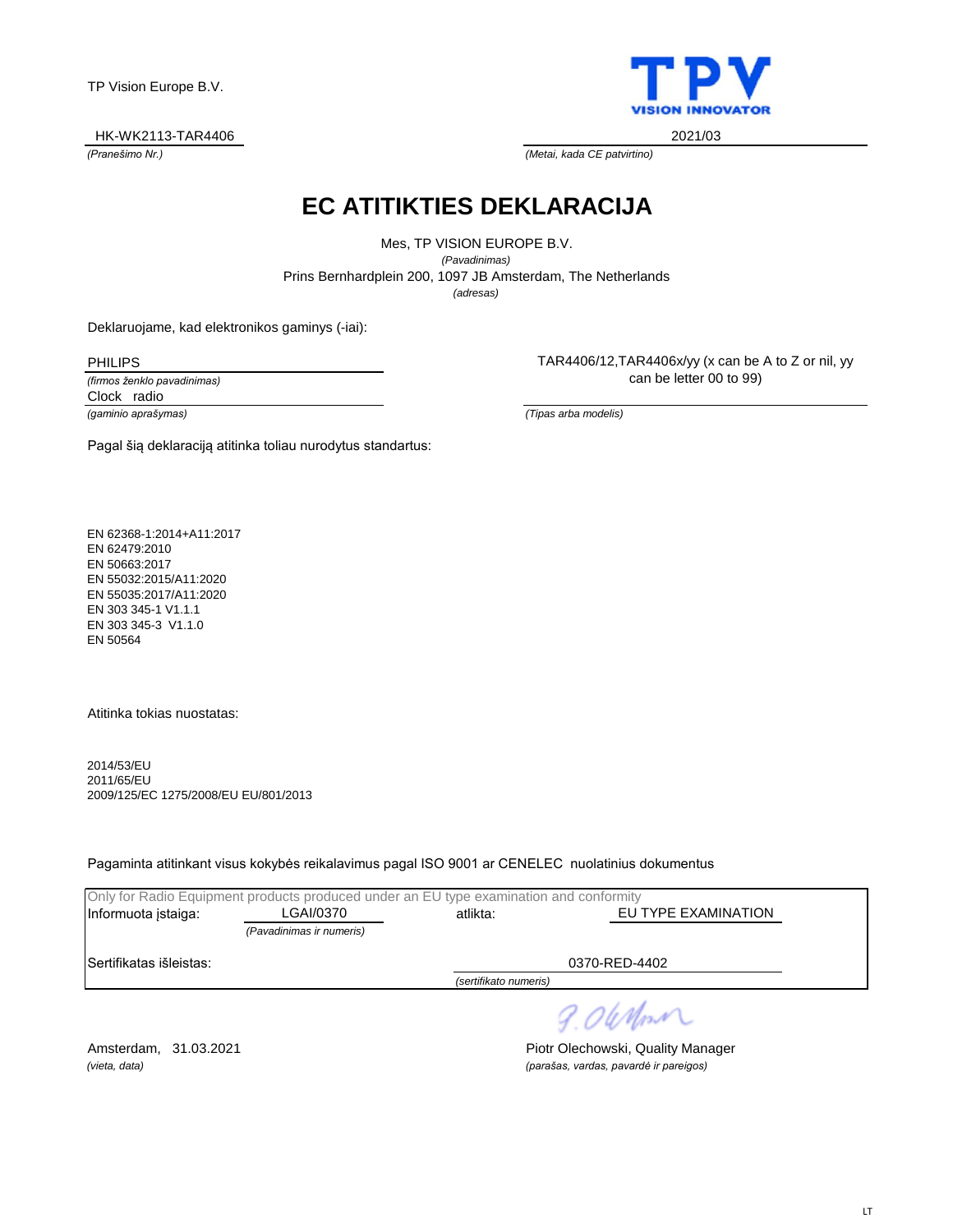TP Vision Europe B.V.

TPV
VISION INNOVATOR

HK-WK2113-TAR4406
*(Pranešimo Nr.)*

2021/03
*(Metai, kada CE patvirtino)*

# EC ATITIKTIES DEKLARACIJA

Mes, TP VISION EUROPE B.V.
*(Pavadinimas)*
Prins Bernhardplein 200, 1097 JB Amsterdam, The Netherlands
*(adresas)*

Deklaruojame, kad elektronikos gaminys (-iai):

PHILIPS
*(firmos ženklo pavadinimas)*
Clock radio
*(gaminio aprašymas)*

TAR4406/12,TAR4406x/yy (x can be A to Z or nil, yy can be letter 00 to 99)
*(Tipas arba modelis)*

Pagal šią deklaraciją atitinka toliau nurodytus standartus:

EN 62368-1:2014+A11:2017
EN 62479:2010
EN 50663:2017
EN 55032:2015/A11:2020
EN 55035:2017/A11:2020
EN 303 345-1 V1.1.1
EN 303 345-3 V1.1.0
EN 50564

Atitinka tokias nuostatas:

2014/53/EU
2011/65/EU
2009/125/EC 1275/2008/EU EU/801/2013

Pagaminta atitinkant visus kokybės reikalavimus pagal ISO 9001 ar CENELEC nuolatinius dokumentus

Only for Radio Equipment products produced under an EU type examination and conformity

Informuota įstaiga: LGAI/0370 *(Pavadinimas ir numeris)* atlikta: EU TYPE EXAMINATION

Sertifikatas išleistas: 0370-RED-4402 *(sertifikato numeris)*

Amsterdam, 31.03.2021
*(vieta, data)*

Piotr Olechowski, Quality Manager
*(parašas, vardas, pavardė ir pareigos)*

LT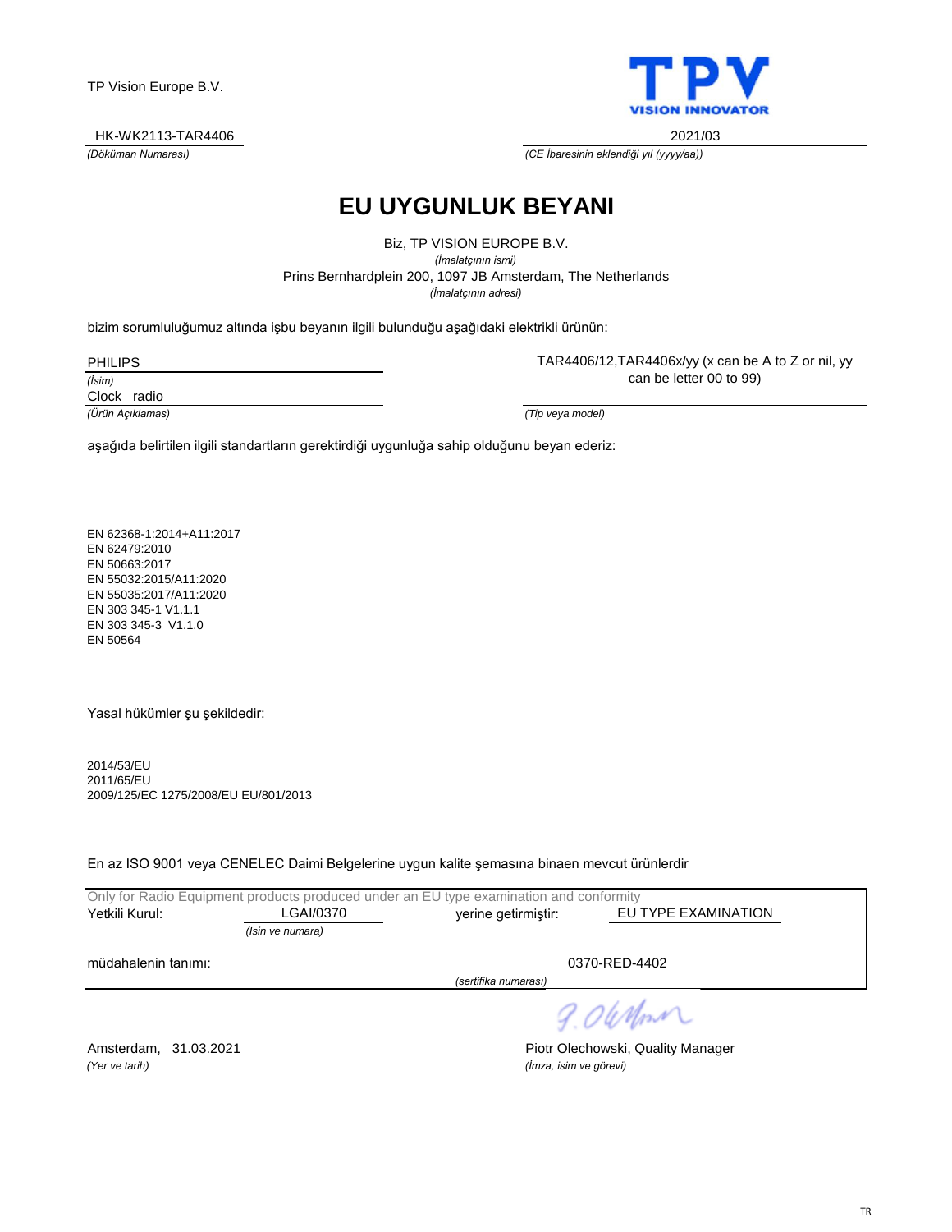TP Vision Europe B.V.

TPV
VISION INNOVATOR

HK-WK2113-TAR4406
*(Döküman Numarası)*

2021/03
*(CE İbaresinin eklendiği yıl (yyyy/aa))*

# EU UYGUNLUK BEYANI

Biz, TP VISION EUROPE B.V.
*(İmalatçının ismi)*
Prins Bernhardplein 200, 1097 JB Amsterdam, The Netherlands
*(İmalatçının adresi)*

bizim sorumluluğumuz altında işbu beyanın ilgili bulunduğu aşağıdaki elektrikli ürünün:

PHILIPS
*(İsim)*

Clock radio
*(Ürün Açıklamas)*

TAR4406/12,TAR4406x/yy (x can be A to Z or nil, yy can be letter 00 to 99)
*(Tip veya model)*

aşağıda belirtilen ilgili standartların gerektirdiği uygunluğa sahip olduğunu beyan ederiz:

EN 62368-1:2014+A11:2017
EN 62479:2010
EN 50663:2017
EN 55032:2015/A11:2020
EN 55035:2017/A11:2020
EN 303 345-1 V1.1.1
EN 303 345-3 V1.1.0
EN 50564

Yasal hükümler şu şekildedir:

2014/53/EU
2011/65/EU
2009/125/EC 1275/2008/EU EU/801/2013

En az ISO 9001 veya CENELEC Daimi Belgelerine uygun kalite şemasına binaen mevcut ürünlerdir

Only for Radio Equipment products produced under an EU type examination and conformity

Yetkili Kurul: LGAI/0370 *(Isin ve numara)* yerine getirmiştir: EU TYPE EXAMINATION

müdahalenin tanımı: 0370-RED-4402 *(sertifika numarası)*

Amsterdam, 31.03.2021
*(Yer ve tarih)*

Piotr Olechowski, Quality Manager
*(İmza, isim ve görevi)*